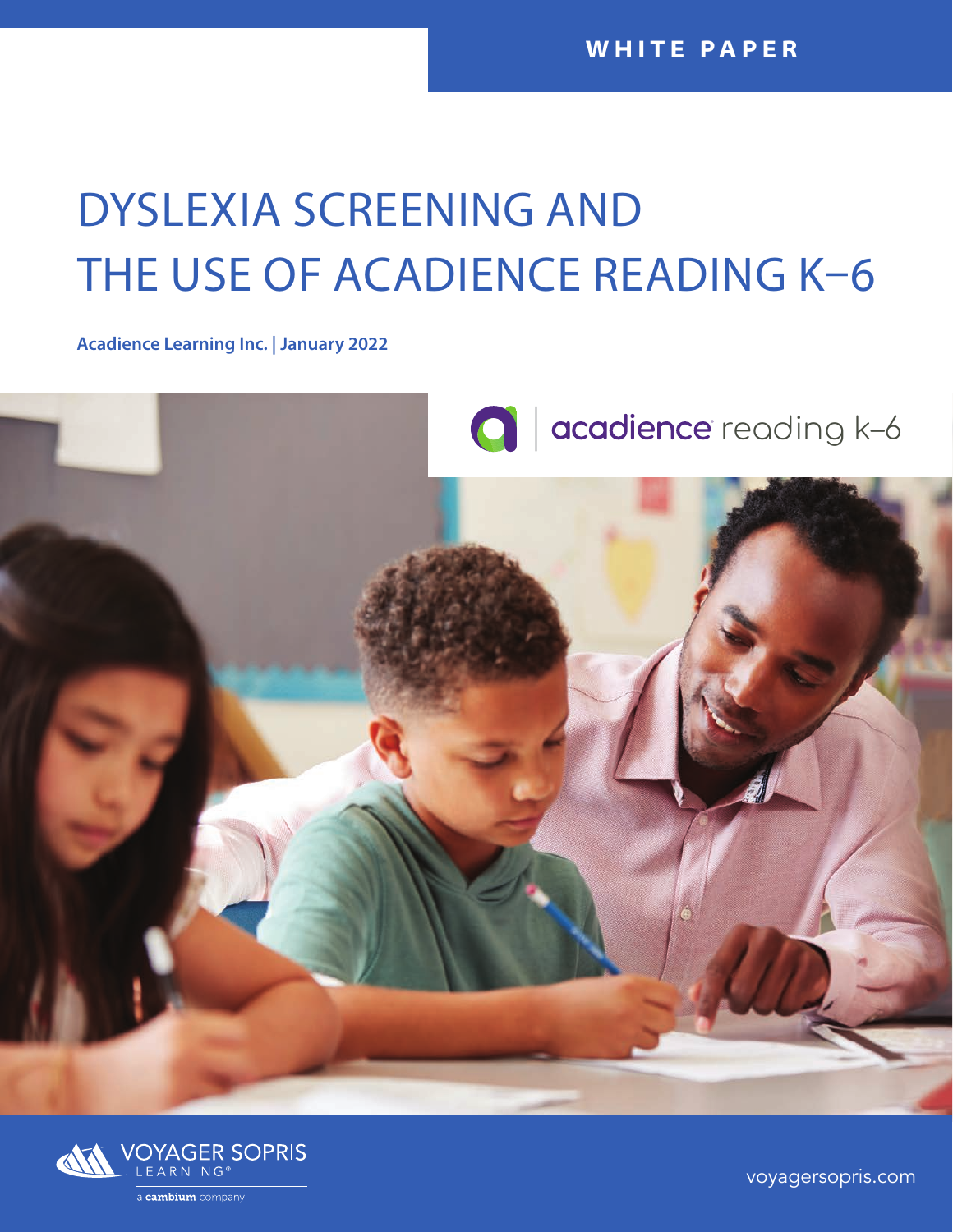**WHITE PAPER**

# DYSLEXIA SCREENING AND THE USE OF ACADIENCE READING K–6

**Acadience Learning Inc. | January 2022**

acadience reading k–6

VOYAGER SOPRIS LEARNING®

a cambium company

voyagersopris.com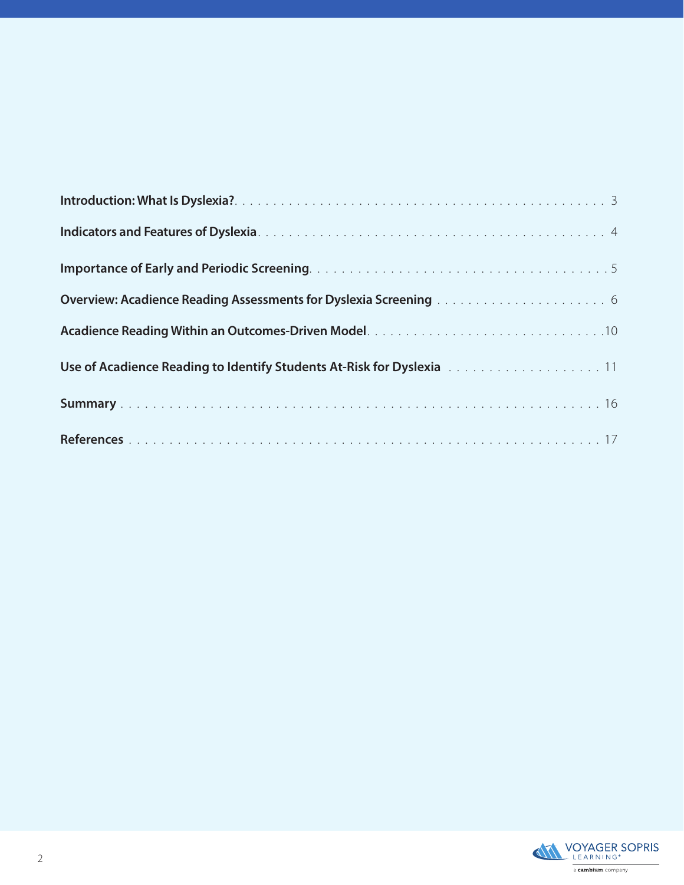**Introduction: What Is Dyslexia?** . . . . . . . . . . . . . . . . . . . . . . . . . . . . . . . . . . . . . . . . . . . . . . . . 3

**Indicators and Features of Dyslexia** . . . . . . . . . . . . . . . . . . . . . . . . . . . . . . . . . . . . . . . . . . . . . . 4

**Importance of Early and Periodic Screening** . . . . . . . . . . . . . . . . . . . . . . . . . . . . . . . . . . . . . . 5

**Overview: Acadience Reading Assessments for Dyslexia Screening** . . . . . . . . . . . . . . . . . . . . . . 6

**Acadience Reading Within an Outcomes-Driven Model** . . . . . . . . . . . . . . . . . . . . . . . . . . . . . . 10

**Use of Acadience Reading to Identify Students At-Risk for Dyslexia** . . . . . . . . . . . . . . . . . . . . 11

**Summary** . . . . . . . . . . . . . . . . . . . . . . . . . . . . . . . . . . . . . . . . . . . . . . . . . . . . . . . . . . . . . . 16

**References** . . . . . . . . . . . . . . . . . . . . . . . . . . . . . . . . . . . . . . . . . . . . . . . . . . . . . . . . . . . . 17

VOYAGER SOPRIS LEARNING®

a cambium company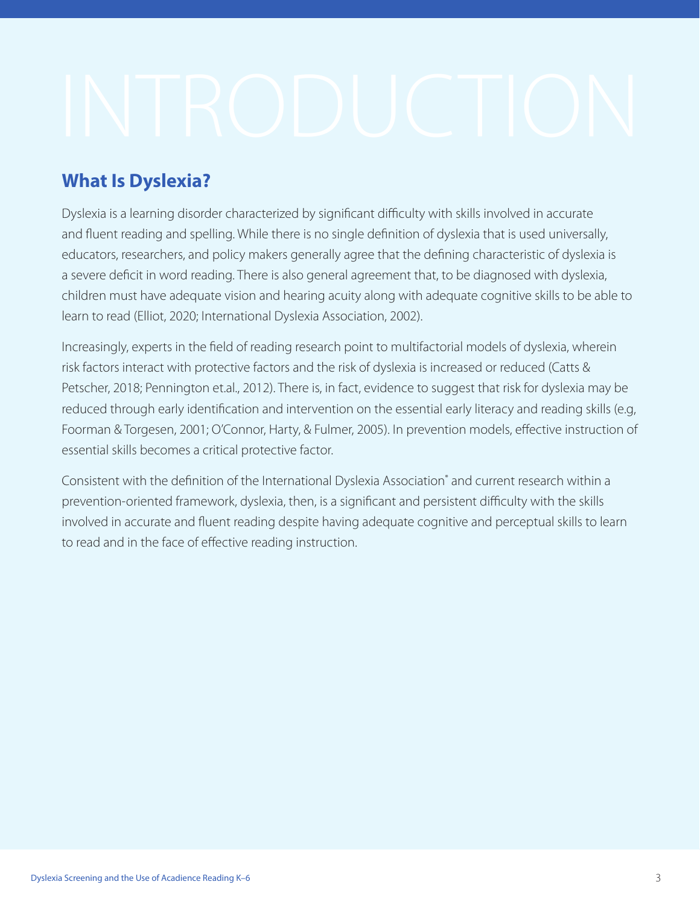# INTRODUCTION

## What Is Dyslexia?

Dyslexia is a learning disorder characterized by significant difficulty with skills involved in accurate and fluent reading and spelling. While there is no single definition of dyslexia that is used universally, educators, researchers, and policy makers generally agree that the defining characteristic of dyslexia is a severe deficit in word reading. There is also general agreement that, to be diagnosed with dyslexia, children must have adequate vision and hearing acuity along with adequate cognitive skills to be able to learn to read (Elliot, 2020; International Dyslexia Association, 2002).

Increasingly, experts in the field of reading research point to multifactorial models of dyslexia, wherein risk factors interact with protective factors and the risk of dyslexia is increased or reduced (Catts & Petscher, 2018; Pennington et.al., 2012). There is, in fact, evidence to suggest that risk for dyslexia may be reduced through early identification and intervention on the essential early literacy and reading skills (e.g, Foorman & Torgesen, 2001; O'Connor, Harty, & Fulmer, 2005). In prevention models, effective instruction of essential skills becomes a critical protective factor.

Consistent with the definition of the International Dyslexia Association® and current research within a prevention-oriented framework, dyslexia, then, is a significant and persistent difficulty with the skills involved in accurate and fluent reading despite having adequate cognitive and perceptual skills to learn to read and in the face of effective reading instruction.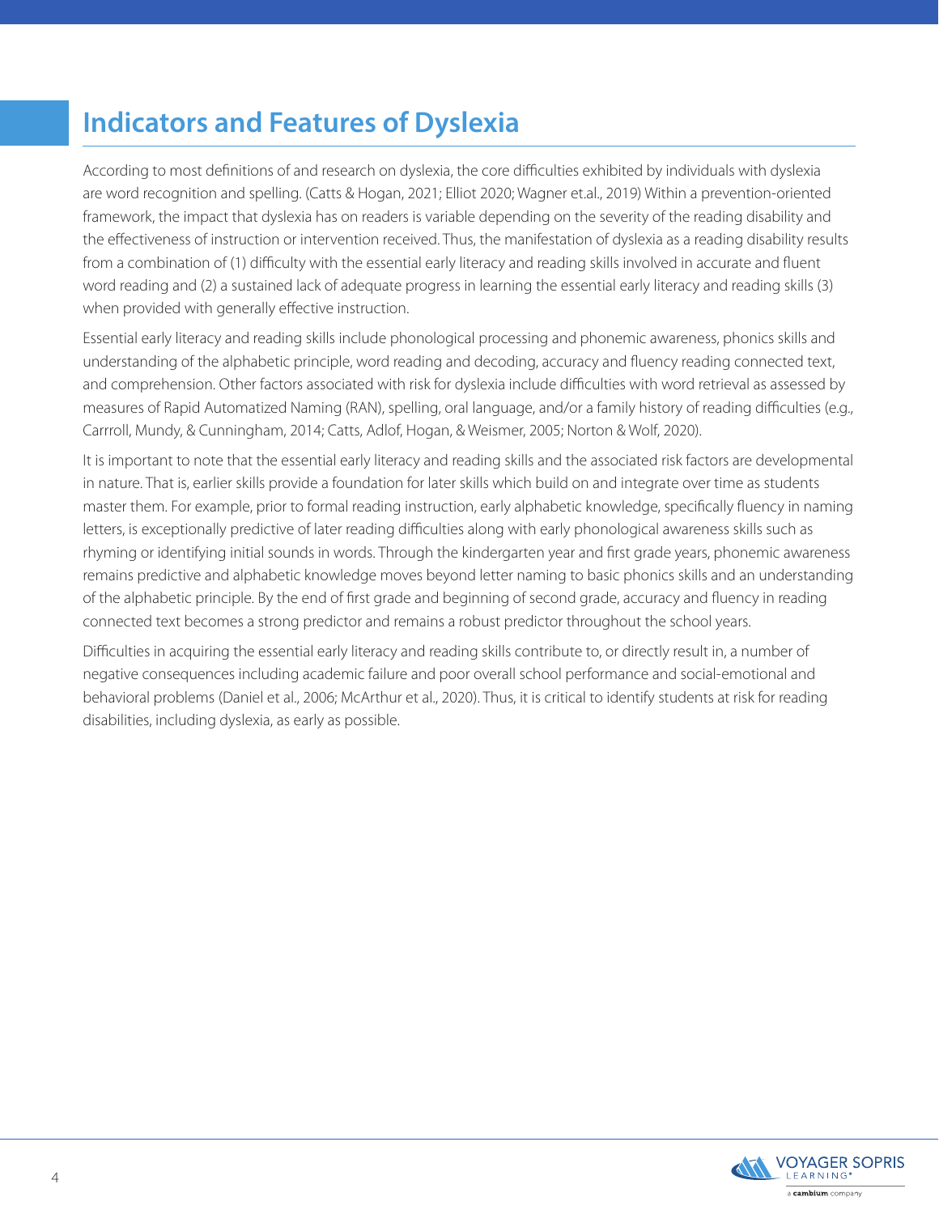## Indicators and Features of Dyslexia

According to most definitions of and research on dyslexia, the core difficulties exhibited by individuals with dyslexia are word recognition and spelling. (Catts & Hogan, 2021; Elliot 2020; Wagner et.al., 2019) Within a prevention-oriented framework, the impact that dyslexia has on readers is variable depending on the severity of the reading disability and the effectiveness of instruction or intervention received. Thus, the manifestation of dyslexia as a reading disability results from a combination of (1) difficulty with the essential early literacy and reading skills involved in accurate and fluent word reading and (2) a sustained lack of adequate progress in learning the essential early literacy and reading skills (3) when provided with generally effective instruction.

Essential early literacy and reading skills include phonological processing and phonemic awareness, phonics skills and understanding of the alphabetic principle, word reading and decoding, accuracy and fluency reading connected text, and comprehension. Other factors associated with risk for dyslexia include difficulties with word retrieval as assessed by measures of Rapid Automatized Naming (RAN), spelling, oral language, and/or a family history of reading difficulties (e.g., Carrroll, Mundy, & Cunningham, 2014; Catts, Adlof, Hogan, & Weismer, 2005; Norton & Wolf, 2020).

It is important to note that the essential early literacy and reading skills and the associated risk factors are developmental in nature. That is, earlier skills provide a foundation for later skills which build on and integrate over time as students master them. For example, prior to formal reading instruction, early alphabetic knowledge, specifically fluency in naming letters, is exceptionally predictive of later reading difficulties along with early phonological awareness skills such as rhyming or identifying initial sounds in words. Through the kindergarten year and first grade years, phonemic awareness remains predictive and alphabetic knowledge moves beyond letter naming to basic phonics skills and an understanding of the alphabetic principle. By the end of first grade and beginning of second grade, accuracy and fluency in reading connected text becomes a strong predictor and remains a robust predictor throughout the school years.

Difficulties in acquiring the essential early literacy and reading skills contribute to, or directly result in, a number of negative consequences including academic failure and poor overall school performance and social-emotional and behavioral problems (Daniel et al., 2006; McArthur et al., 2020). Thus, it is critical to identify students at risk for reading disabilities, including dyslexia, as early as possible.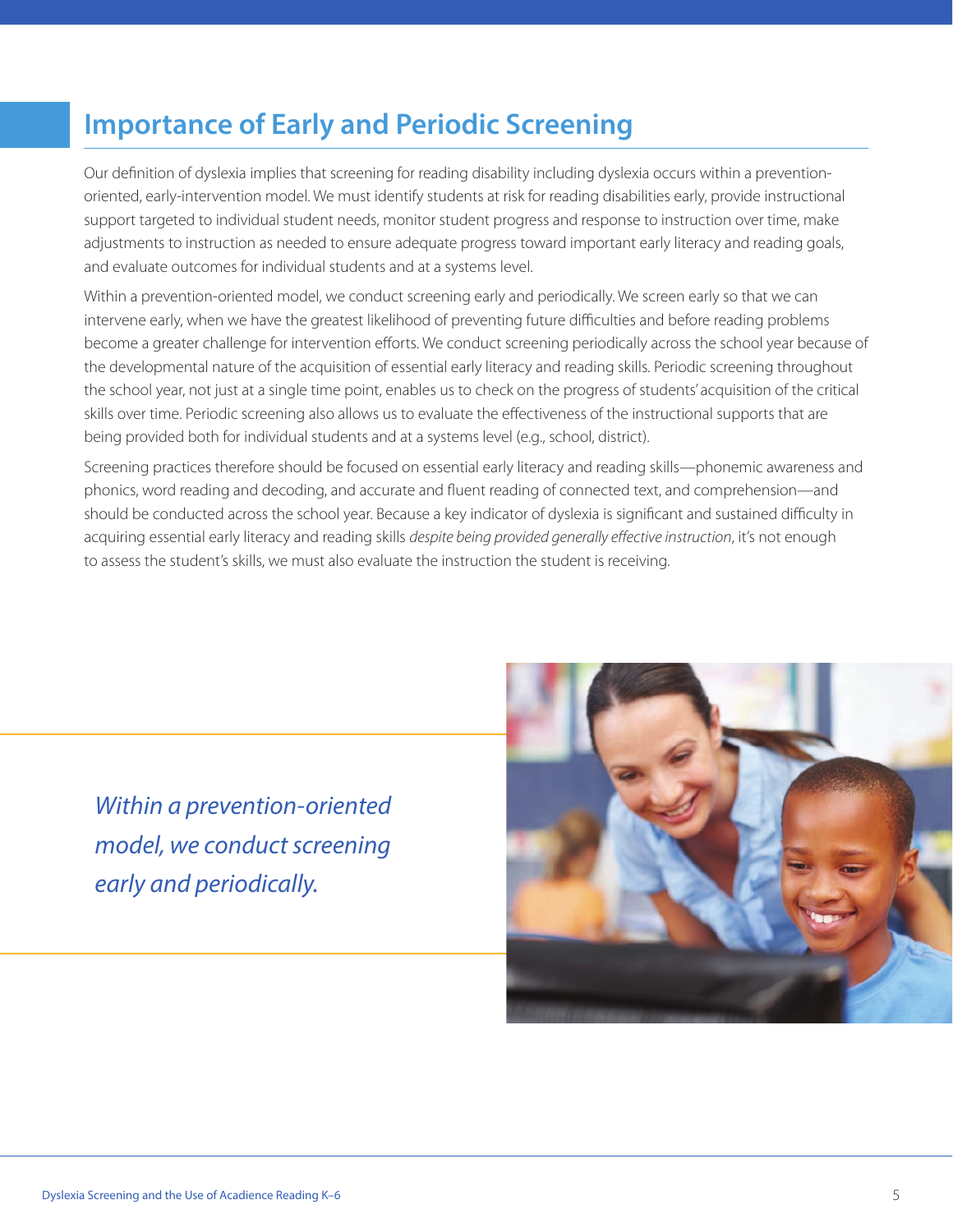## Importance of Early and Periodic Screening

Our definition of dyslexia implies that screening for reading disability including dyslexia occurs within a prevention-oriented, early-intervention model. We must identify students at risk for reading disabilities early, provide instructional support targeted to individual student needs, monitor student progress and response to instruction over time, make adjustments to instruction as needed to ensure adequate progress toward important early literacy and reading goals, and evaluate outcomes for individual students and at a systems level.

Within a prevention-oriented model, we conduct screening early and periodically. We screen early so that we can intervene early, when we have the greatest likelihood of preventing future difficulties and before reading problems become a greater challenge for intervention efforts. We conduct screening periodically across the school year because of the developmental nature of the acquisition of essential early literacy and reading skills. Periodic screening throughout the school year, not just at a single time point, enables us to check on the progress of students' acquisition of the critical skills over time. Periodic screening also allows us to evaluate the effectiveness of the instructional supports that are being provided both for individual students and at a systems level (e.g., school, district).

Screening practices therefore should be focused on essential early literacy and reading skills—phonemic awareness and phonics, word reading and decoding, and accurate and fluent reading of connected text, and comprehension—and should be conducted across the school year. Because a key indicator of dyslexia is significant and sustained difficulty in acquiring essential early literacy and reading skills *despite being provided generally effective instruction*, it's not enough to assess the student's skills, we must also evaluate the instruction the student is receiving.

*Within a prevention-oriented model, we conduct screening early and periodically.*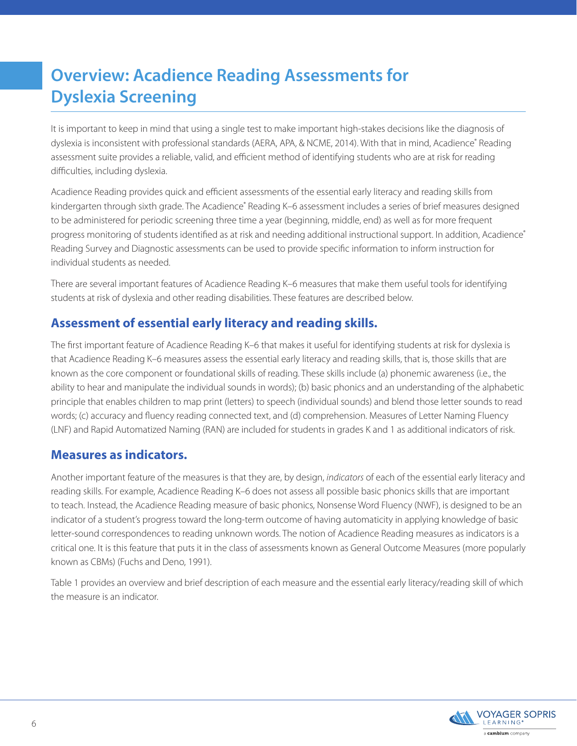# Overview: Acadience Reading Assessments for Dyslexia Screening

It is important to keep in mind that using a single test to make important high-stakes decisions like the diagnosis of dyslexia is inconsistent with professional standards (AERA, APA, & NCME, 2014). With that in mind, Acadience® Reading assessment suite provides a reliable, valid, and efficient method of identifying students who are at risk for reading difficulties, including dyslexia.

Acadience Reading provides quick and efficient assessments of the essential early literacy and reading skills from kindergarten through sixth grade. The Acadience® Reading K–6 assessment includes a series of brief measures designed to be administered for periodic screening three time a year (beginning, middle, end) as well as for more frequent progress monitoring of students identified as at risk and needing additional instructional support. In addition, Acadience® Reading Survey and Diagnostic assessments can be used to provide specific information to inform instruction for individual students as needed.

There are several important features of Acadience Reading K–6 measures that make them useful tools for identifying students at risk of dyslexia and other reading disabilities. These features are described below.

## Assessment of essential early literacy and reading skills.

The first important feature of Acadience Reading K–6 that makes it useful for identifying students at risk for dyslexia is that Acadience Reading K–6 measures assess the essential early literacy and reading skills, that is, those skills that are known as the core component or foundational skills of reading. These skills include (a) phonemic awareness (i.e., the ability to hear and manipulate the individual sounds in words); (b) basic phonics and an understanding of the alphabetic principle that enables children to map print (letters) to speech (individual sounds) and blend those letter sounds to read words; (c) accuracy and fluency reading connected text, and (d) comprehension. Measures of Letter Naming Fluency (LNF) and Rapid Automatized Naming (RAN) are included for students in grades K and 1 as additional indicators of risk.

## Measures as indicators.

Another important feature of the measures is that they are, by design, *indicators* of each of the essential early literacy and reading skills. For example, Acadience Reading K–6 does not assess all possible basic phonics skills that are important to teach. Instead, the Acadience Reading measure of basic phonics, Nonsense Word Fluency (NWF), is designed to be an indicator of a student's progress toward the long-term outcome of having automaticity in applying knowledge of basic letter-sound correspondences to reading unknown words. The notion of Acadience Reading measures as indicators is a critical one. It is this feature that puts it in the class of assessments known as General Outcome Measures (more popularly known as CBMs) (Fuchs and Deno, 1991).

Table 1 provides an overview and brief description of each measure and the essential early literacy/reading skill of which the measure is an indicator.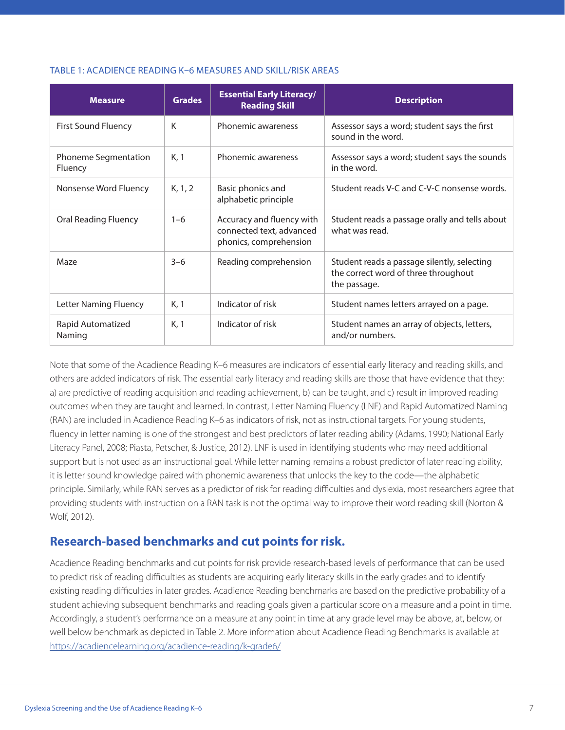TABLE 1: ACADIENCE READING K–6 MEASURES AND SKILL/RISK AREAS

| Measure | Grades | Essential Early Literacy/ Reading Skill | Description |
|---|---|---|---|
| First Sound Fluency | K | Phonemic awareness | Assessor says a word; student says the first sound in the word. |
| Phoneme Segmentation Fluency | K, 1 | Phonemic awareness | Assessor says a word; student says the sounds in the word. |
| Nonsense Word Fluency | K, 1, 2 | Basic phonics and alphabetic principle | Student reads V-C and C-V-C nonsense words. |
| Oral Reading Fluency | 1–6 | Accuracy and fluency with connected text, advanced phonics, comprehension | Student reads a passage orally and tells about what was read. |
| Maze | 3–6 | Reading comprehension | Student reads a passage silently, selecting the correct word of three throughout the passage. |
| Letter Naming Fluency | K, 1 | Indicator of risk | Student names letters arrayed on a page. |
| Rapid Automatized Naming | K, 1 | Indicator of risk | Student names an array of objects, letters, and/or numbers. |

Note that some of the Acadience Reading K–6 measures are indicators of essential early literacy and reading skills, and others are added indicators of risk. The essential early literacy and reading skills are those that have evidence that they: a) are predictive of reading acquisition and reading achievement, b) can be taught, and c) result in improved reading outcomes when they are taught and learned. In contrast, Letter Naming Fluency (LNF) and Rapid Automatized Naming (RAN) are included in Acadience Reading K–6 as indicators of risk, not as instructional targets. For young students, fluency in letter naming is one of the strongest and best predictors of later reading ability (Adams, 1990; National Early Literacy Panel, 2008; Piasta, Petscher, & Justice, 2012). LNF is used in identifying students who may need additional support but is not used as an instructional goal. While letter naming remains a robust predictor of later reading ability, it is letter sound knowledge paired with phonemic awareness that unlocks the key to the code—the alphabetic principle. Similarly, while RAN serves as a predictor of risk for reading difficulties and dyslexia, most researchers agree that providing students with instruction on a RAN task is not the optimal way to improve their word reading skill (Norton & Wolf, 2012).

## Research-based benchmarks and cut points for risk.

Acadience Reading benchmarks and cut points for risk provide research-based levels of performance that can be used to predict risk of reading difficulties as students are acquiring early literacy skills in the early grades and to identify existing reading difficulties in later grades. Acadience Reading benchmarks are based on the predictive probability of a student achieving subsequent benchmarks and reading goals given a particular score on a measure and a point in time. Accordingly, a student's performance on a measure at any point in time at any grade level may be above, at, below, or well below benchmark as depicted in Table 2. More information about Acadience Reading Benchmarks is available at https://acadiencelearning.org/acadience-reading/k-grade6/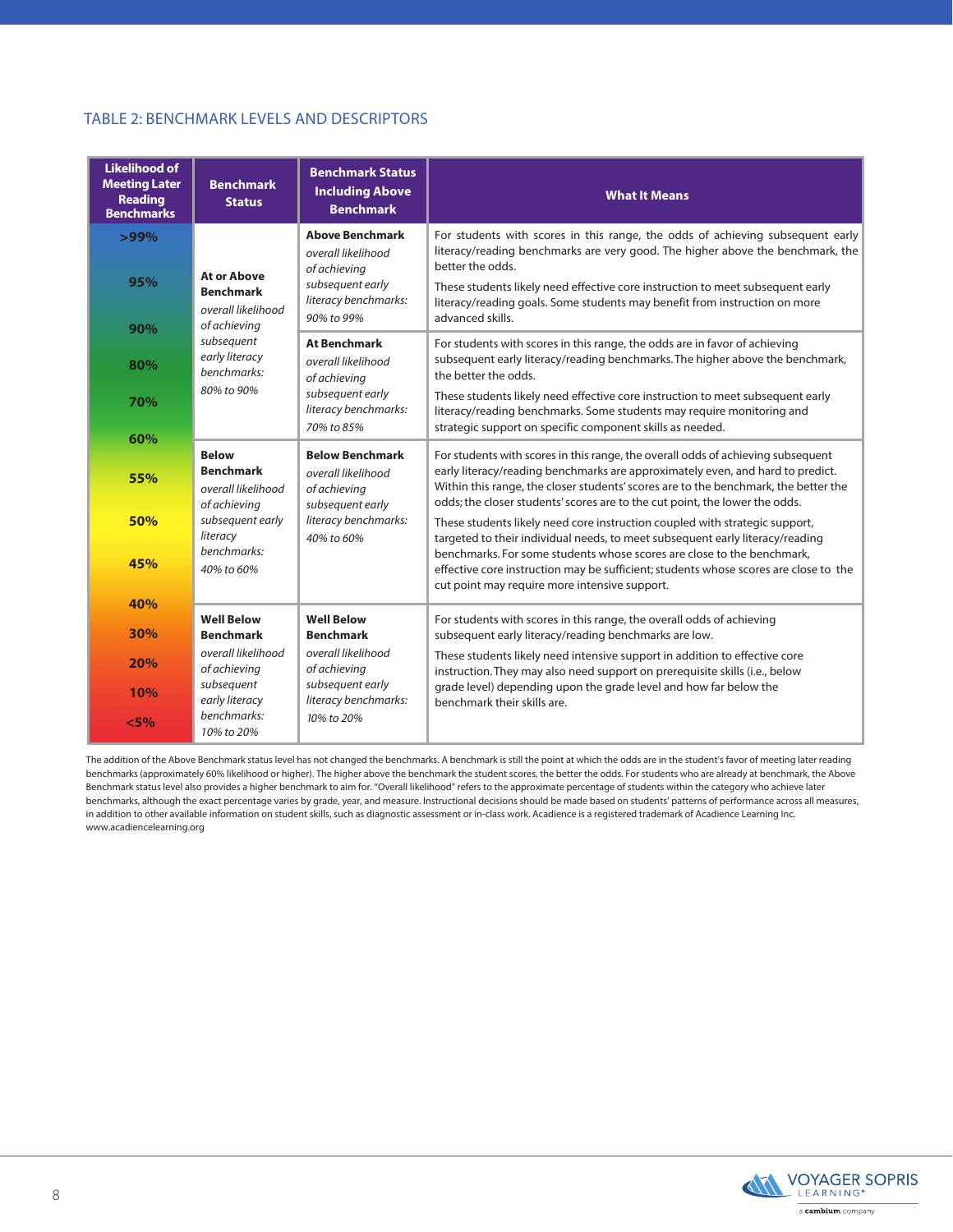## TABLE 2: BENCHMARK LEVELS AND DESCRIPTORS

| Likelihood of Meeting Later Reading Benchmarks | Benchmark Status | Benchmark Status Including Above Benchmark | What It Means |
|---|---|---|---|
| >99%<br>95%<br>90% | **At or Above Benchmark**<br>*overall likelihood of achieving subsequent early literacy benchmarks: 80% to 90%* | **Above Benchmark**<br>*overall likelihood of achieving subsequent early literacy benchmarks: 90% to 99%* | For students with scores in this range, the odds of achieving subsequent early literacy/reading benchmarks are very good. The higher above the benchmark, the better the odds.<br>These students likely need effective core instruction to meet subsequent early literacy/reading goals. Some students may benefit from instruction on more advanced skills. |
| 80%<br>70%<br>60% | | **At Benchmark**<br>*overall likelihood of achieving subsequent early literacy benchmarks: 70% to 85%* | For students with scores in this range, the odds are in favor of achieving subsequent early literacy/reading benchmarks. The higher above the benchmark, the better the odds.<br>These students likely need effective core instruction to meet subsequent early literacy/reading benchmarks. Some students may require monitoring and strategic support on specific component skills as needed. |
| 55%<br>50%<br>45% | **Below Benchmark**<br>*overall likelihood of achieving subsequent early literacy benchmarks: 40% to 60%* | **Below Benchmark**<br>*overall likelihood of achieving subsequent early literacy benchmarks: 40% to 60%* | For students with scores in this range, the overall odds of achieving subsequent early literacy/reading benchmarks are approximately even, and hard to predict. Within this range, the closer students' scores are to the benchmark, the better the odds; the closer students' scores are to the cut point, the lower the odds.<br>These students likely need core instruction coupled with strategic support, targeted to their individual needs, to meet subsequent early literacy/reading benchmarks. For some students whose scores are close to the benchmark, effective core instruction may be sufficient; students whose scores are close to the cut point may require more intensive support. |
| 40%<br>30%<br>20%<br>10%<br><5% | **Well Below Benchmark**<br>*overall likelihood of achieving subsequent early literacy benchmarks: 10% to 20%* | **Well Below Benchmark**<br>*overall likelihood of achieving subsequent early literacy benchmarks: 10% to 20%* | For students with scores in this range, the overall odds of achieving subsequent early literacy/reading benchmarks are low.<br>These students likely need intensive support in addition to effective core instruction. They may also need support on prerequisite skills (i.e., below grade level) depending upon the grade level and how far below the benchmark their skills are. |

The addition of the Above Benchmark status level has not changed the benchmarks. A benchmark is still the point at which the odds are in the student's favor of meeting later reading benchmarks (approximately 60% likelihood or higher). The higher above the benchmark the student scores, the better the odds. For students who are already at benchmark, the Above Benchmark status level also provides a higher benchmark to aim for. "Overall likelihood" refers to the approximate percentage of students within the category who achieve later benchmarks, although the exact percentage varies by grade, year, and measure. Instructional decisions should be made based on students' patterns of performance across all measures, in addition to other available information on student skills, such as diagnostic assessment or in-class work. Acadience is a registered trademark of Acadience Learning Inc. www.acadiencelearning.org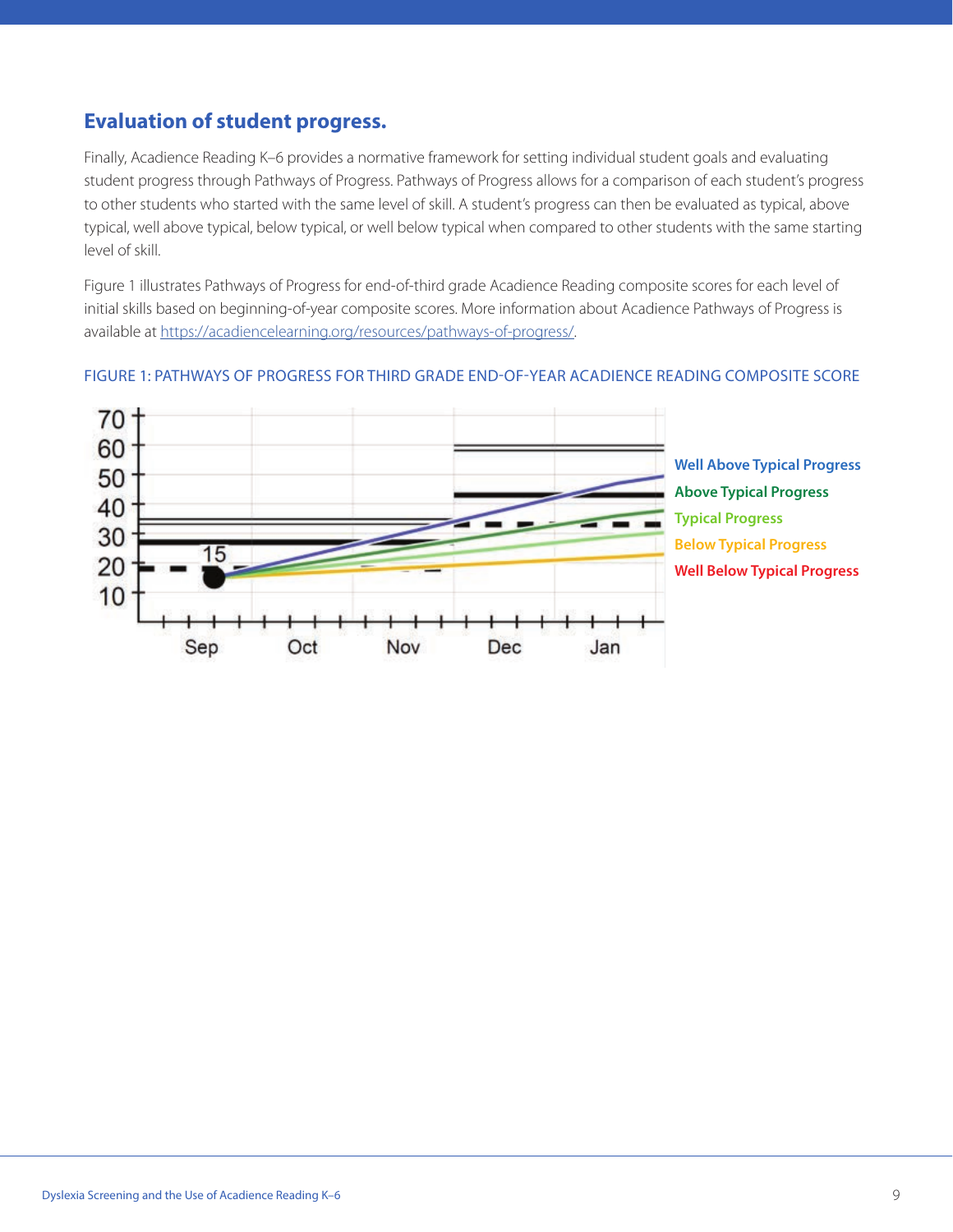## Evaluation of student progress.

Finally, Acadience Reading K–6 provides a normative framework for setting individual student goals and evaluating student progress through Pathways of Progress. Pathways of Progress allows for a comparison of each student's progress to other students who started with the same level of skill. A student's progress can then be evaluated as typical, above typical, well above typical, below typical, or well below typical when compared to other students with the same starting level of skill.

Figure 1 illustrates Pathways of Progress for end-of-third grade Acadience Reading composite scores for each level of initial skills based on beginning-of-year composite scores. More information about Acadience Pathways of Progress is available at https://acadiencelearning.org/resources/pathways-of-progress/.

FIGURE 1: PATHWAYS OF PROGRESS FOR THIRD GRADE END-OF-YEAR ACADIENCE READING COMPOSITE SCORE

Well Above Typical Progress
Above Typical Progress
Typical Progress
Below Typical Progress
Well Below Typical Progress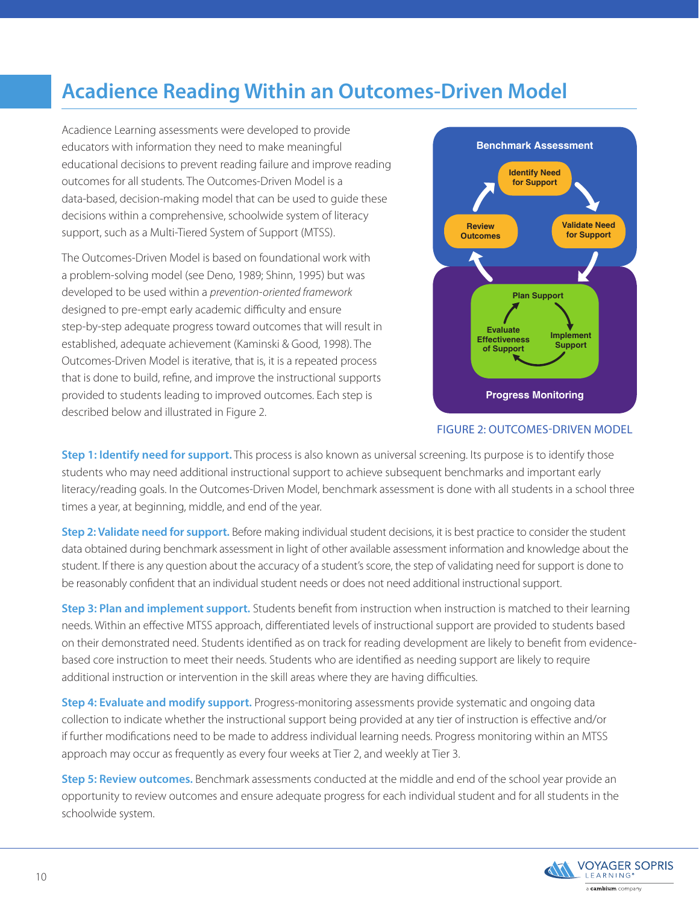## Acadience Reading Within an Outcomes-Driven Model

Acadience Learning assessments were developed to provide educators with information they need to make meaningful educational decisions to prevent reading failure and improve reading outcomes for all students. The Outcomes-Driven Model is a data-based, decision-making model that can be used to guide these decisions within a comprehensive, schoolwide system of literacy support, such as a Multi-Tiered System of Support (MTSS).

The Outcomes-Driven Model is based on foundational work with a problem-solving model (see Deno, 1989; Shinn, 1995) but was developed to be used within a *prevention-oriented framework* designed to pre-empt early academic difficulty and ensure step-by-step adequate progress toward outcomes that will result in established, adequate achievement (Kaminski & Good, 1998). The Outcomes-Driven Model is iterative, that is, it is a repeated process that is done to build, refine, and improve the instructional supports provided to students leading to improved outcomes. Each step is described below and illustrated in Figure 2.

Benchmark Assessment: Identify Need for Support → Validate Need for Support → Progress Monitoring: Plan Support → Implement Support → Evaluate Effectiveness of Support → Review Outcomes

FIGURE 2: OUTCOMES-DRIVEN MODEL

**Step 1: Identify need for support.** This process is also known as universal screening. Its purpose is to identify those students who may need additional instructional support to achieve subsequent benchmarks and important early literacy/reading goals. In the Outcomes-Driven Model, benchmark assessment is done with all students in a school three times a year, at beginning, middle, and end of the year.

**Step 2: Validate need for support.** Before making individual student decisions, it is best practice to consider the student data obtained during benchmark assessment in light of other available assessment information and knowledge about the student. If there is any question about the accuracy of a student's score, the step of validating need for support is done to be reasonably confident that an individual student needs or does not need additional instructional support.

**Step 3: Plan and implement support.** Students benefit from instruction when instruction is matched to their learning needs. Within an effective MTSS approach, differentiated levels of instructional support are provided to students based on their demonstrated need. Students identified as on track for reading development are likely to benefit from evidence-based core instruction to meet their needs. Students who are identified as needing support are likely to require additional instruction or intervention in the skill areas where they are having difficulties.

**Step 4: Evaluate and modify support.** Progress-monitoring assessments provide systematic and ongoing data collection to indicate whether the instructional support being provided at any tier of instruction is effective and/or if further modifications need to be made to address individual learning needs. Progress monitoring within an MTSS approach may occur as frequently as every four weeks at Tier 2, and weekly at Tier 3.

**Step 5: Review outcomes.** Benchmark assessments conducted at the middle and end of the school year provide an opportunity to review outcomes and ensure adequate progress for each individual student and for all students in the schoolwide system.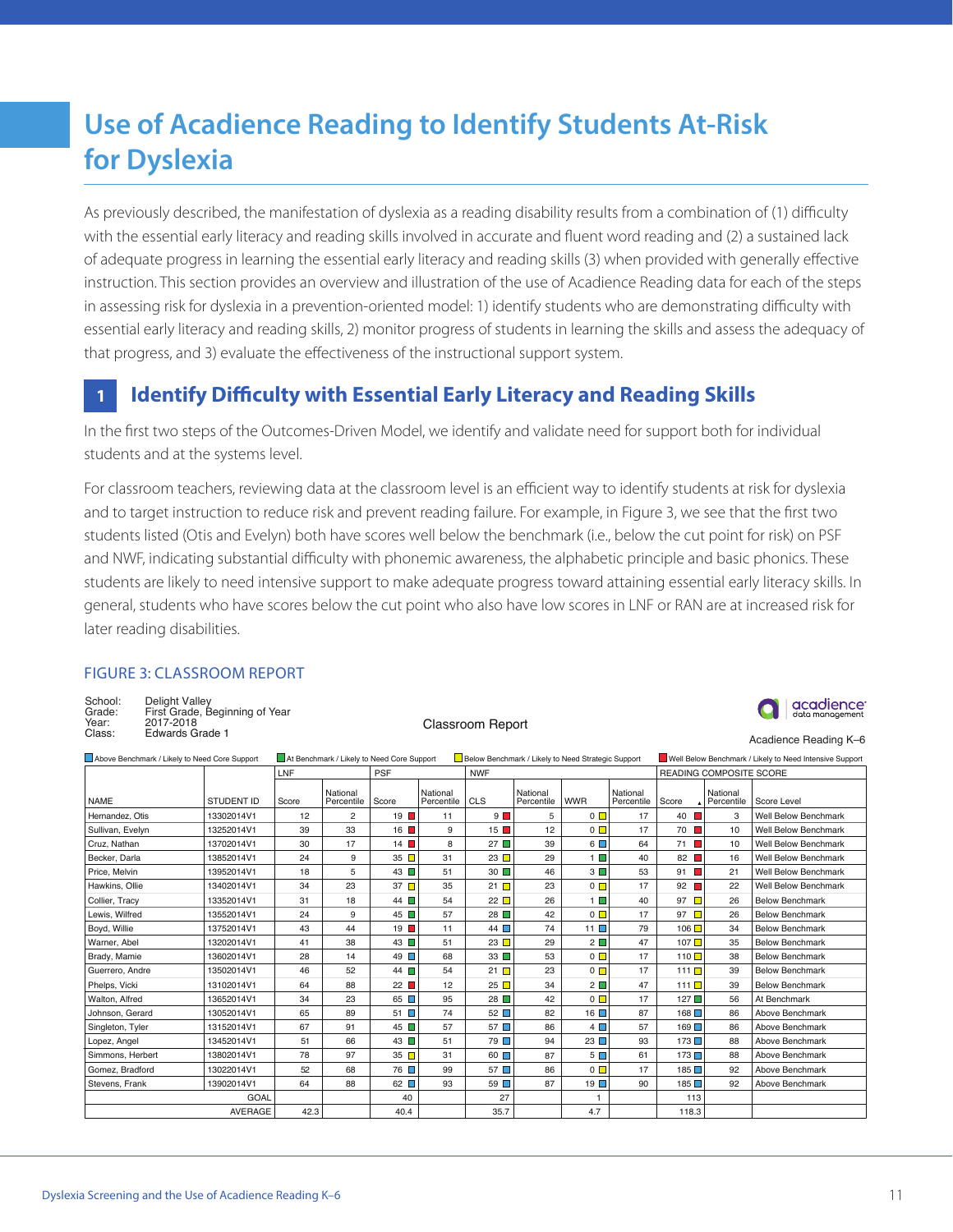# Use of Acadience Reading to Identify Students At-Risk for Dyslexia

As previously described, the manifestation of dyslexia as a reading disability results from a combination of (1) difficulty with the essential early literacy and reading skills involved in accurate and fluent word reading and (2) a sustained lack of adequate progress in learning the essential early literacy and reading skills (3) when provided with generally effective instruction. This section provides an overview and illustration of the use of Acadience Reading data for each of the steps in assessing risk for dyslexia in a prevention-oriented model: 1) identify students who are demonstrating difficulty with essential early literacy and reading skills, 2) monitor progress of students in learning the skills and assess the adequacy of that progress, and 3) evaluate the effectiveness of the instructional support system.

## 1 Identify Difficulty with Essential Early Literacy and Reading Skills

In the first two steps of the Outcomes-Driven Model, we identify and validate need for support both for individual students and at the systems level.

For classroom teachers, reviewing data at the classroom level is an efficient way to identify students at risk for dyslexia and to target instruction to reduce risk and prevent reading failure. For example, in Figure 3, we see that the first two students listed (Otis and Evelyn) both have scores well below the benchmark (i.e., below the cut point for risk) on PSF and NWF, indicating substantial difficulty with phonemic awareness, the alphabetic principle and basic phonics. These students are likely to need intensive support to make adequate progress toward attaining essential early literacy skills. In general, students who have scores below the cut point who also have low scores in LNF or RAN are at increased risk for later reading disabilities.

FIGURE 3: CLASSROOM REPORT

School: Delight Valley
Grade: First Grade, Beginning of Year
Year: 2017-2018
Class: Edwards Grade 1

Classroom Report

acadience data management

Acadience Reading K–6

Above Benchmark / Likely to Need Core Support; At Benchmark / Likely to Need Core Support; Below Benchmark / Likely to Need Strategic Support; Well Below Benchmark / Likely to Need Intensive Support

| | | LNF | | PSF | | NWF | | | | READING COMPOSITE SCORE | | |
|---|---|---|---|---|---|---|---|---|---|---|---|---|
| NAME | STUDENT ID | Score | National Percentile | Score | National Percentile | CLS | National Percentile | WWR | National Percentile | Score | National Percentile | Score Level |
| Hernandez, Otis | 13302014V1 | 12 | 2 | 19 | 11 | 9 | 5 | 0 | 17 | 40 | 3 | Well Below Benchmark |
| Sullivan, Evelyn | 13252014V1 | 39 | 33 | 16 | 9 | 15 | 12 | 0 | 17 | 70 | 10 | Well Below Benchmark |
| Cruz, Nathan | 13702014V1 | 30 | 17 | 14 | 8 | 27 | 39 | 6 | 64 | 71 | 10 | Well Below Benchmark |
| Becker, Darla | 13852014V1 | 24 | 9 | 35 | 31 | 23 | 29 | 1 | 40 | 82 | 16 | Well Below Benchmark |
| Price, Melvin | 13952014V1 | 18 | 5 | 43 | 51 | 30 | 46 | 3 | 53 | 91 | 21 | Well Below Benchmark |
| Hawkins, Ollie | 13402014V1 | 34 | 23 | 37 | 35 | 21 | 23 | 0 | 17 | 92 | 22 | Well Below Benchmark |
| Collier, Tracy | 13352014V1 | 31 | 18 | 44 | 54 | 22 | 26 | 1 | 40 | 97 | 26 | Below Benchmark |
| Lewis, Wilfred | 13552014V1 | 24 | 9 | 45 | 57 | 28 | 42 | 0 | 17 | 97 | 26 | Below Benchmark |
| Boyd, Willie | 13752014V1 | 43 | 44 | 19 | 11 | 44 | 74 | 11 | 79 | 106 | 34 | Below Benchmark |
| Warner, Abel | 13202014V1 | 41 | 38 | 43 | 51 | 23 | 29 | 2 | 47 | 107 | 35 | Below Benchmark |
| Brady, Mamie | 13602014V1 | 28 | 14 | 49 | 68 | 33 | 53 | 0 | 17 | 110 | 38 | Below Benchmark |
| Guerrero, Andre | 13502014V1 | 46 | 52 | 44 | 54 | 21 | 23 | 0 | 17 | 111 | 39 | Below Benchmark |
| Phelps, Vicki | 13102014V1 | 64 | 88 | 22 | 12 | 25 | 34 | 2 | 47 | 111 | 39 | Below Benchmark |
| Walton, Alfred | 13652014V1 | 34 | 23 | 65 | 95 | 28 | 42 | 0 | 17 | 127 | 56 | At Benchmark |
| Johnson, Gerard | 13052014V1 | 65 | 89 | 51 | 74 | 52 | 82 | 16 | 87 | 168 | 86 | Above Benchmark |
| Singleton, Tyler | 13152014V1 | 67 | 91 | 45 | 57 | 57 | 86 | 4 | 57 | 169 | 86 | Above Benchmark |
| Lopez, Angel | 13452014V1 | 51 | 66 | 43 | 51 | 79 | 94 | 23 | 93 | 173 | 88 | Above Benchmark |
| Simmons, Herbert | 13802014V1 | 78 | 97 | 35 | 31 | 60 | 87 | 5 | 61 | 173 | 88 | Above Benchmark |
| Gomez, Bradford | 13022014V1 | 52 | 68 | 76 | 99 | 57 | 86 | 0 | 17 | 185 | 92 | Above Benchmark |
| Stevens, Frank | 13902014V1 | 64 | 88 | 62 | 93 | 59 | 87 | 19 | 90 | 185 | 92 | Above Benchmark |
| | GOAL | | | 40 | | 27 | | 1 | | 113 | | |
| | AVERAGE | 42.3 | | 40.4 | | 35.7 | | 4.7 | | 118.3 | | |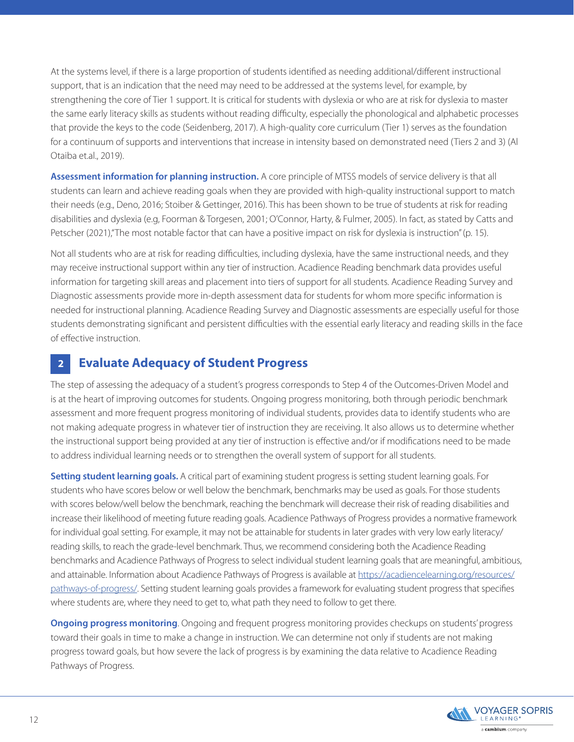At the systems level, if there is a large proportion of students identified as needing additional/different instructional support, that is an indication that the need may need to be addressed at the systems level, for example, by strengthening the core of Tier 1 support. It is critical for students with dyslexia or who are at risk for dyslexia to master the same early literacy skills as students without reading difficulty, especially the phonological and alphabetic processes that provide the keys to the code (Seidenberg, 2017). A high-quality core curriculum (Tier 1) serves as the foundation for a continuum of supports and interventions that increase in intensity based on demonstrated need (Tiers 2 and 3) (Al Otaiba et.al., 2019).

**Assessment information for planning instruction.** A core principle of MTSS models of service delivery is that all students can learn and achieve reading goals when they are provided with high-quality instructional support to match their needs (e.g., Deno, 2016; Stoiber & Gettinger, 2016). This has been shown to be true of students at risk for reading disabilities and dyslexia (e.g, Foorman & Torgesen, 2001; O'Connor, Harty, & Fulmer, 2005). In fact, as stated by Catts and Petscher (2021),"The most notable factor that can have a positive impact on risk for dyslexia is instruction" (p. 15).

Not all students who are at risk for reading difficulties, including dyslexia, have the same instructional needs, and they may receive instructional support within any tier of instruction. Acadience Reading benchmark data provides useful information for targeting skill areas and placement into tiers of support for all students. Acadience Reading Survey and Diagnostic assessments provide more in-depth assessment data for students for whom more specific information is needed for instructional planning. Acadience Reading Survey and Diagnostic assessments are especially useful for those students demonstrating significant and persistent difficulties with the essential early literacy and reading skills in the face of effective instruction.

## 2 Evaluate Adequacy of Student Progress

The step of assessing the adequacy of a student's progress corresponds to Step 4 of the Outcomes-Driven Model and is at the heart of improving outcomes for students. Ongoing progress monitoring, both through periodic benchmark assessment and more frequent progress monitoring of individual students, provides data to identify students who are not making adequate progress in whatever tier of instruction they are receiving. It also allows us to determine whether the instructional support being provided at any tier of instruction is effective and/or if modifications need to be made to address individual learning needs or to strengthen the overall system of support for all students.

**Setting student learning goals.** A critical part of examining student progress is setting student learning goals. For students who have scores below or well below the benchmark, benchmarks may be used as goals. For those students with scores below/well below the benchmark, reaching the benchmark will decrease their risk of reading disabilities and increase their likelihood of meeting future reading goals. Acadience Pathways of Progress provides a normative framework for individual goal setting. For example, it may not be attainable for students in later grades with very low early literacy/reading skills, to reach the grade-level benchmark. Thus, we recommend considering both the Acadience Reading benchmarks and Acadience Pathways of Progress to select individual student learning goals that are meaningful, ambitious, and attainable. Information about Acadience Pathways of Progress is available at https://acadiencelearning.org/resources/pathways-of-progress/. Setting student learning goals provides a framework for evaluating student progress that specifies where students are, where they need to get to, what path they need to follow to get there.

**Ongoing progress monitoring**. Ongoing and frequent progress monitoring provides checkups on students' progress toward their goals in time to make a change in instruction. We can determine not only if students are not making progress toward goals, but how severe the lack of progress is by examining the data relative to Acadience Reading Pathways of Progress.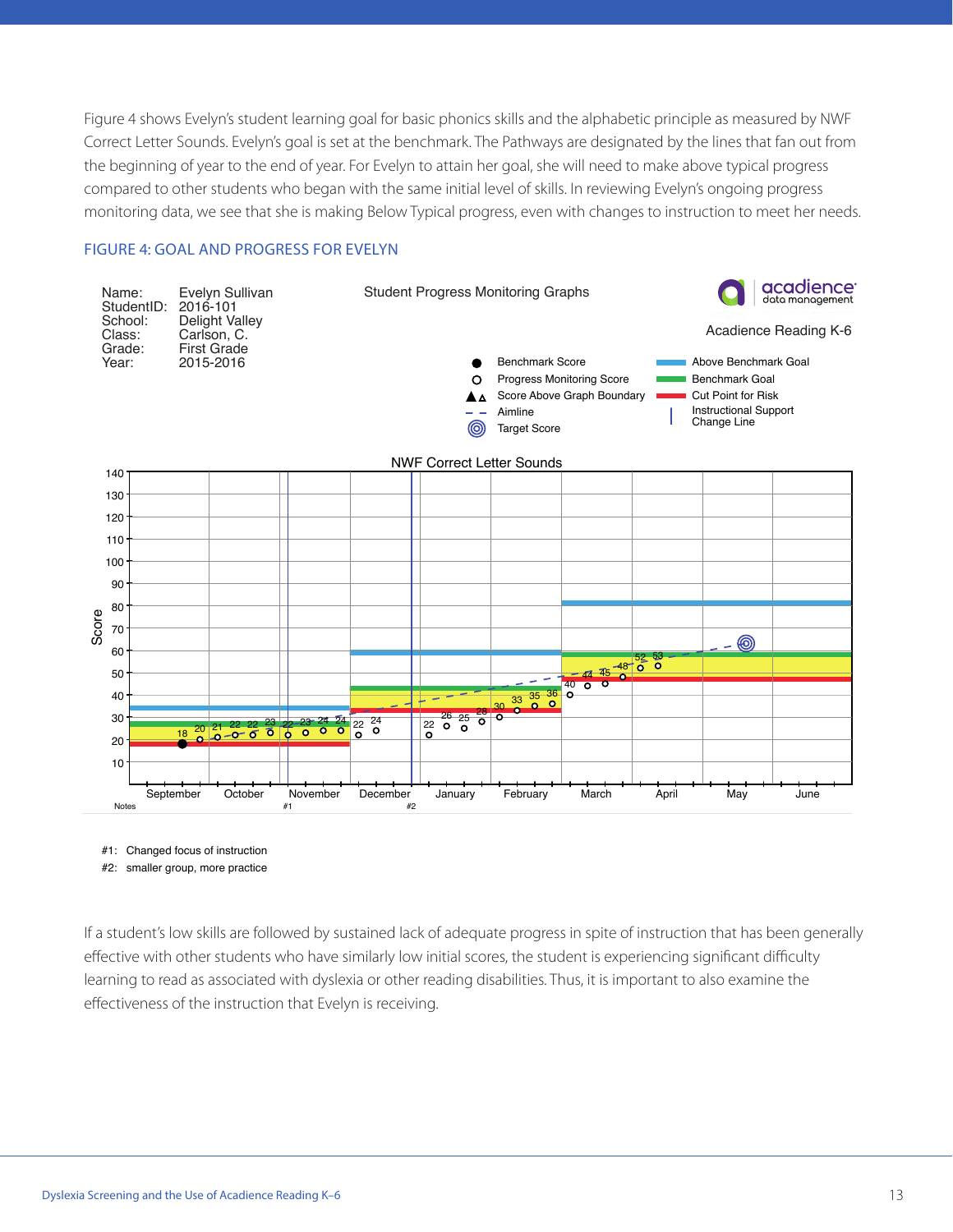Figure 4 shows Evelyn's student learning goal for basic phonics skills and the alphabetic principle as measured by NWF Correct Letter Sounds. Evelyn's goal is set at the benchmark. The Pathways are designated by the lines that fan out from the beginning of year to the end of year. For Evelyn to attain her goal, she will need to make above typical progress compared to other students who began with the same initial level of skills. In reviewing Evelyn's ongoing progress monitoring data, we see that she is making Below Typical progress, even with changes to instruction to meet her needs.

### FIGURE 4: GOAL AND PROGRESS FOR EVELYN

Name: Evelyn Sullivan
StudentID: 2016-101
School: Delight Valley
Class: Carlson, C.
Grade: First Grade
Year: 2015-2016

Student Progress Monitoring Graphs

acadience data management

Acadience Reading K-6

- Benchmark Score
- Progress Monitoring Score
- Score Above Graph Boundary
- Aimline
- Target Score
- Above Benchmark Goal
- Benchmark Goal
- Cut Point for Risk
- Instructional Support Change Line

NWF Correct Letter Sounds

Notes

#1: Changed focus of instruction
#2: smaller group, more practice

If a student's low skills are followed by sustained lack of adequate progress in spite of instruction that has been generally effective with other students who have similarly low initial scores, the student is experiencing significant difficulty learning to read as associated with dyslexia or other reading disabilities. Thus, it is important to also examine the effectiveness of the instruction that Evelyn is receiving.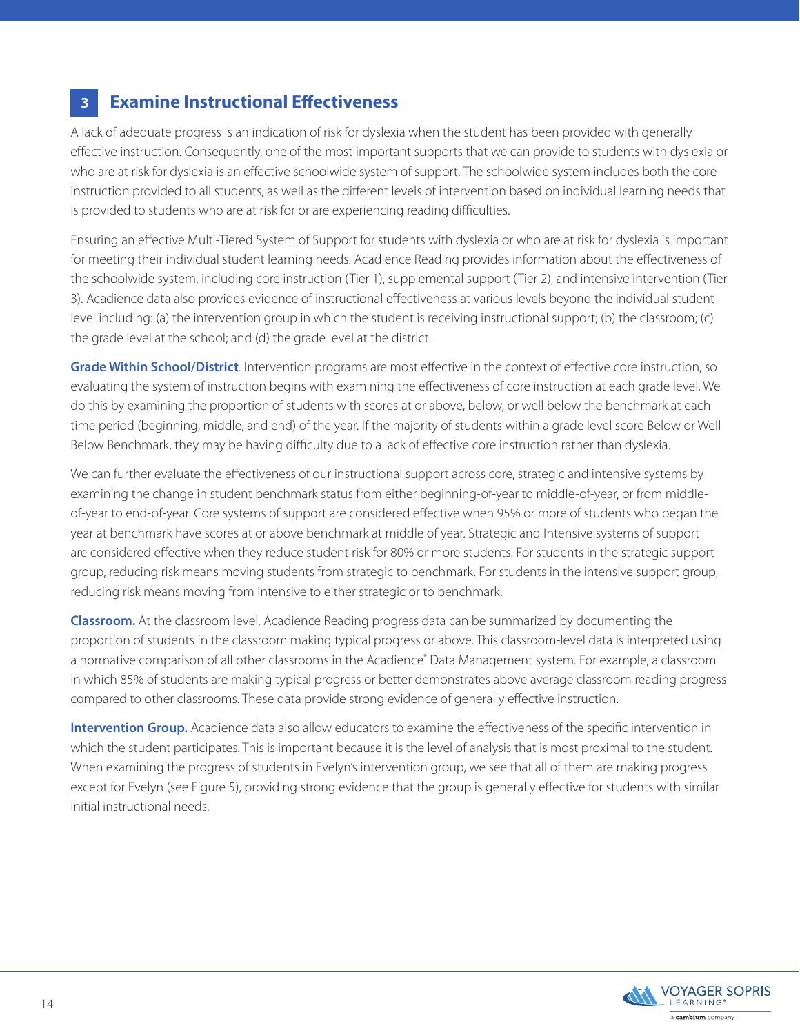## 3 Examine Instructional Effectiveness

A lack of adequate progress is an indication of risk for dyslexia when the student has been provided with generally effective instruction. Consequently, one of the most important supports that we can provide to students with dyslexia or who are at risk for dyslexia is an effective schoolwide system of support. The schoolwide system includes both the core instruction provided to all students, as well as the different levels of intervention based on individual learning needs that is provided to students who are at risk for or are experiencing reading difficulties.

Ensuring an effective Multi-Tiered System of Support for students with dyslexia or who are at risk for dyslexia is important for meeting their individual student learning needs. Acadience Reading provides information about the effectiveness of the schoolwide system, including core instruction (Tier 1), supplemental support (Tier 2), and intensive intervention (Tier 3). Acadience data also provides evidence of instructional effectiveness at various levels beyond the individual student level including: (a) the intervention group in which the student is receiving instructional support; (b) the classroom; (c) the grade level at the school; and (d) the grade level at the district.

**Grade Within School/District**. Intervention programs are most effective in the context of effective core instruction, so evaluating the system of instruction begins with examining the effectiveness of core instruction at each grade level. We do this by examining the proportion of students with scores at or above, below, or well below the benchmark at each time period (beginning, middle, and end) of the year. If the majority of students within a grade level score Below or Well Below Benchmark, they may be having difficulty due to a lack of effective core instruction rather than dyslexia.

We can further evaluate the effectiveness of our instructional support across core, strategic and intensive systems by examining the change in student benchmark status from either beginning-of-year to middle-of-year, or from middle-of-year to end-of-year. Core systems of support are considered effective when 95% or more of students who began the year at benchmark have scores at or above benchmark at middle of year. Strategic and Intensive systems of support are considered effective when they reduce student risk for 80% or more students. For students in the strategic support group, reducing risk means moving students from strategic to benchmark. For students in the intensive support group, reducing risk means moving from intensive to either strategic or to benchmark.

**Classroom.** At the classroom level, Acadience Reading progress data can be summarized by documenting the proportion of students in the classroom making typical progress or above. This classroom-level data is interpreted using a normative comparison of all other classrooms in the Acadience® Data Management system. For example, a classroom in which 85% of students are making typical progress or better demonstrates above average classroom reading progress compared to other classrooms. These data provide strong evidence of generally effective instruction.

**Intervention Group.** Acadience data also allow educators to examine the effectiveness of the specific intervention in which the student participates. This is important because it is the level of analysis that is most proximal to the student. When examining the progress of students in Evelyn's intervention group, we see that all of them are making progress except for Evelyn (see Figure 5), providing strong evidence that the group is generally effective for students with similar initial instructional needs.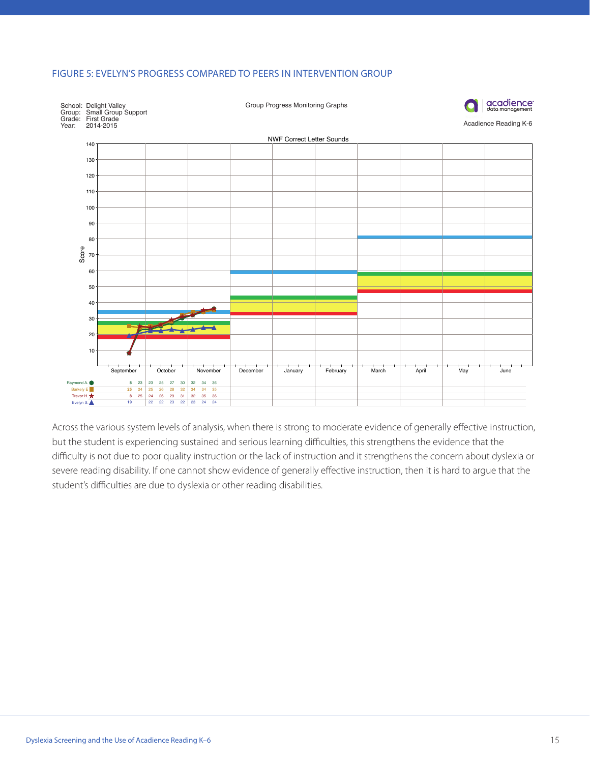## FIGURE 5: EVELYN'S PROGRESS COMPARED TO PEERS IN INTERVENTION GROUP

School: Delight Valley
Group: Small Group Support
Grade: First Grade
Year: 2014-2015

Group Progress Monitoring Graphs

Acadience Reading K-6

NWF Correct Letter Sounds

| Student | September | | October | | | November | | |
|---|---|---|---|---|---|---|---|---|
| Raymond A. | 8 | 23 | 23 | 25 | 27 | 30 | 32 | 34 | 36 |
| Barkely E | 25 | 24 | 25 | 26 | 28 | 32 | 34 | 34 | 35 |
| Trevor H. | 8 | 25 | 24 | 26 | 29 | 31 | 32 | 35 | 36 |
| Evelyn S. | 19 | | 22 | 22 | 23 | 22 | 23 | 24 | 24 |

Across the various system levels of analysis, when there is strong to moderate evidence of generally effective instruction, but the student is experiencing sustained and serious learning difficulties, this strengthens the evidence that the difficulty is not due to poor quality instruction or the lack of instruction and it strengthens the concern about dyslexia or severe reading disability. If one cannot show evidence of generally effective instruction, then it is hard to argue that the student's difficulties are due to dyslexia or other reading disabilities.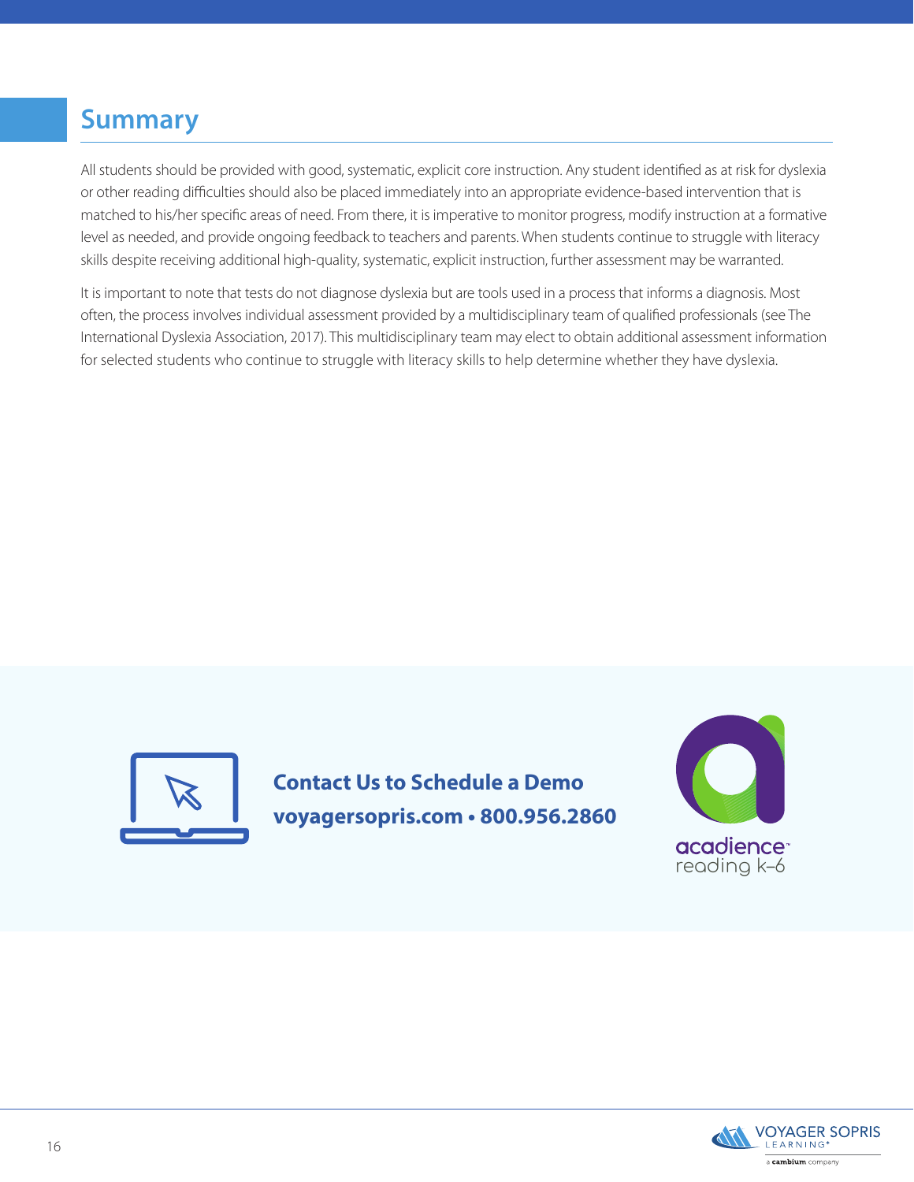## Summary

All students should be provided with good, systematic, explicit core instruction. Any student identified as at risk for dyslexia or other reading difficulties should also be placed immediately into an appropriate evidence-based intervention that is matched to his/her specific areas of need. From there, it is imperative to monitor progress, modify instruction at a formative level as needed, and provide ongoing feedback to teachers and parents. When students continue to struggle with literacy skills despite receiving additional high-quality, systematic, explicit instruction, further assessment may be warranted.

It is important to note that tests do not diagnose dyslexia but are tools used in a process that informs a diagnosis. Most often, the process involves individual assessment provided by a multidisciplinary team of qualified professionals (see The International Dyslexia Association, 2017). This multidisciplinary team may elect to obtain additional assessment information for selected students who continue to struggle with literacy skills to help determine whether they have dyslexia.

**Contact Us to Schedule a Demo**
**voyagersopris.com • 800.956.2860**

acadience™ reading k–6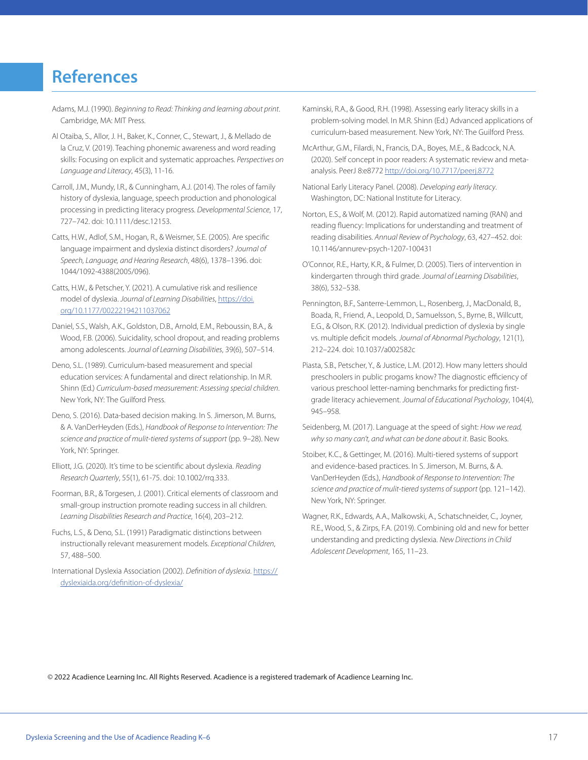# References

Adams, M.J. (1990). *Beginning to Read: Thinking and learning about print*. Cambridge, MA: MIT Press.

Al Otaiba, S., Allor, J. H., Baker, K., Conner, C., Stewart, J., & Mellado de la Cruz, V. (2019). Teaching phonemic awareness and word reading skills: Focusing on explicit and systematic approaches. *Perspectives on Language and Literacy*, 45(3), 11-16.

Carroll, J.M., Mundy, I.R., & Cunningham, A.J. (2014). The roles of family history of dyslexia, language, speech production and phonological processing in predicting literacy progress. *Developmental Science*, 17, 727–742. doi: 10.1111/desc.12153.

Catts, H.W., Adlof, S.M., Hogan, R., & Weismer, S.E. (2005). Are specific language impairment and dyslexia distinct disorders? *Journal of Speech, Language, and Hearing Research*, 48(6), 1378–1396. doi: 1044/1092-4388(2005/096).

Catts, H.W., & Petscher, Y. (2021). A cumulative risk and resilience model of dyslexia. *Journal of Learning Disabilities*, https://doi.org/10.1177/00222194211037062

Daniel, S.S., Walsh, A.K., Goldston, D.B., Arnold, E.M., Reboussin, B.A., & Wood, F.B. (2006). Suicidality, school dropout, and reading problems among adolescents. *Journal of Learning Disabilities*, 39(6), 507–514.

Deno, S.L. (1989). Curriculum-based measurement and special education services: A fundamental and direct relationship. In M.R. Shinn (Ed.) *Curriculum-based measurement: Assessing special children*. New York, NY: The Guilford Press.

Deno, S. (2016). Data-based decision making. In S. Jimerson, M. Burns, & A. VanDerHeyden (Eds.), *Handbook of Response to Intervention: The science and practice of mulit-tiered systems of support* (pp. 9–28). New York, NY: Springer.

Elliott, J.G. (2020). It's time to be scientific about dyslexia. *Reading Research Quarterly*, 55(1), 61-75. doi: 10.1002/rrq.333.

Foorman, B.R., & Torgesen, J. (2001). Critical elements of classroom and small-group instruction promote reading success in all children. *Learning Disabilities Research and Practice*, 16(4), 203–212.

Fuchs, L.S., & Deno, S.L. (1991) Paradigmatic distinctions between instructionally relevant measurement models. *Exceptional Children*, 57, 488–500.

International Dyslexia Association (2002). *Definition of dyslexia*. https://dyslexiaida.org/definition-of-dyslexia/

Kaminski, R.A., & Good, R.H. (1998). Assessing early literacy skills in a problem-solving model. In M.R. Shinn (Ed.) Advanced applications of curriculum-based measurement. New York, NY: The Guilford Press.

McArthur, G.M., Filardi, N., Francis, D.A., Boyes, M.E., & Badcock, N.A. (2020). Self concept in poor readers: A systematic review and meta-analysis. PeerJ 8:e8772 http://doi.org/10.7717/peerj.8772

National Early Literacy Panel. (2008). *Developing early literacy*. Washington, DC: National Institute for Literacy.

Norton, E.S., & Wolf, M. (2012). Rapid automatized naming (RAN) and reading fluency: Implications for understanding and treatment of reading disabilities. *Annual Review of Psychology*, 63, 427–452. doi: 10.1146/annurev-psych-1207-100431

O'Connor, R.E., Harty, K.R., & Fulmer, D. (2005). Tiers of intervention in kindergarten through third grade. *Journal of Learning Disabilities*, 38(6), 532–538.

Pennington, B.F., Santerre-Lemmon, L., Rosenberg, J., MacDonald, B., Boada, R., Friend, A., Leopold, D., Samuelsson, S., Byrne, B., Willcutt, E.G., & Olson, R.K. (2012). Individual prediction of dyslexia by single vs. multiple deficit models. *Journal of Abnormal Psychology*, 121(1), 212–224. doi: 10.1037/a002582c

Piasta, S.B., Petscher, Y., & Justice, L.M. (2012). How many letters should preschoolers in public progams know? The diagnostic efficiency of various preschool letter-naming benchmarks for predicting first-grade literacy achievement. *Journal of Educational Psychology*, 104(4), 945–958.

Seidenberg, M. (2017). Language at the speed of sight: *How we read, why so many can't, and what can be done about it*. Basic Books.

Stoiber, K.C., & Gettinger, M. (2016). Multi-tiered systems of support and evidence-based practices. In S. Jimerson, M. Burns, & A. VanDerHeyden (Eds.), *Handbook of Response to Intervention: The science and practice of mulit-tiered systems of support* (pp. 121–142). New York, NY: Springer.

Wagner, R.K., Edwards, A.A., Malkowski, A., Schatschneider, C., Joyner, R.E., Wood, S., & Zirps, F.A. (2019). Combining old and new for better understanding and predicting dyslexia. *New Directions in Child Adolescent Development*, 165, 11–23.

© 2022 Acadience Learning Inc. All Rights Reserved. Acadience is a registered trademark of Acadience Learning Inc.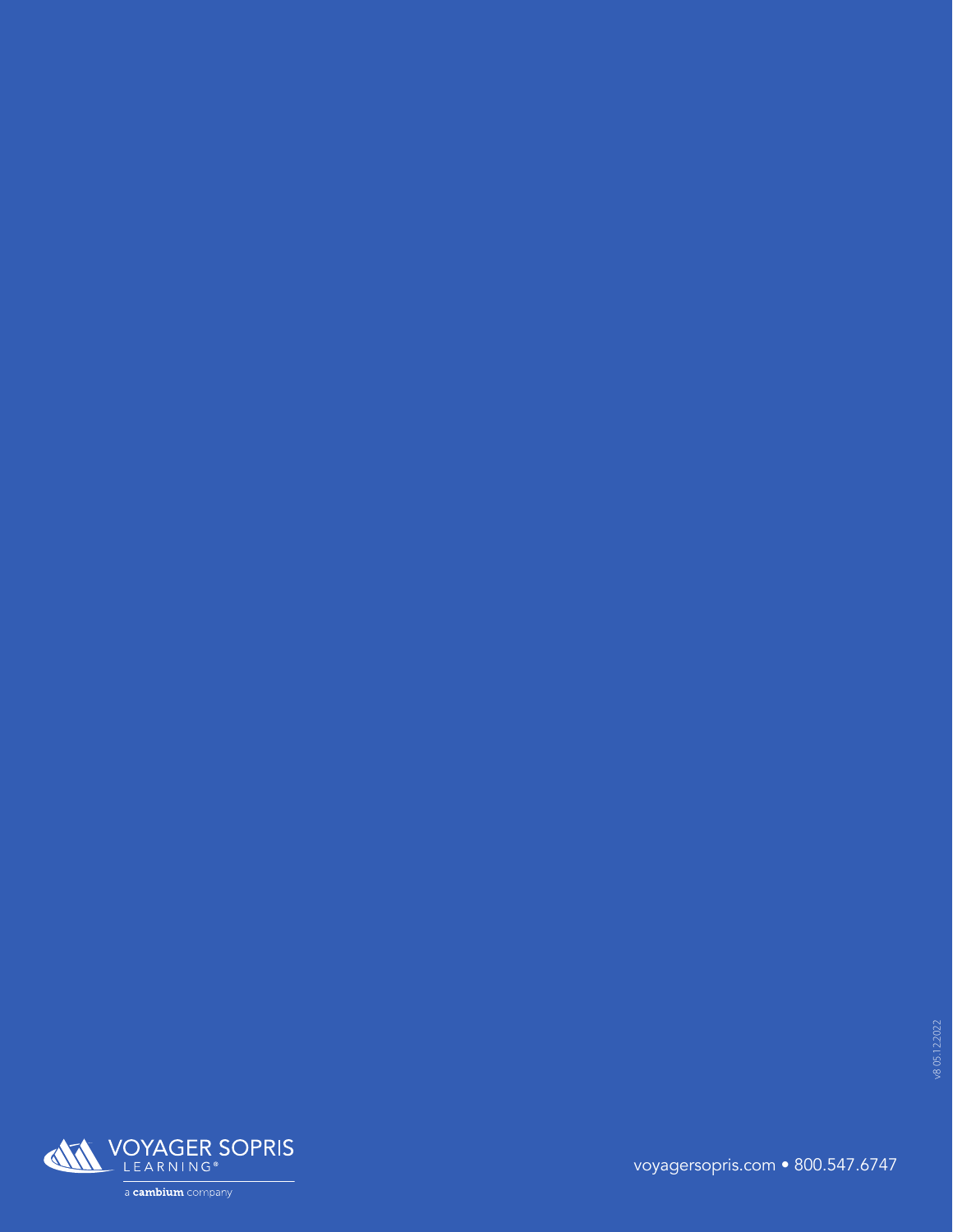v8 05.12.2022

VOYAGER SOPRIS
LEARNING®

a cambium company

voyagersopris.com • 800.547.6747